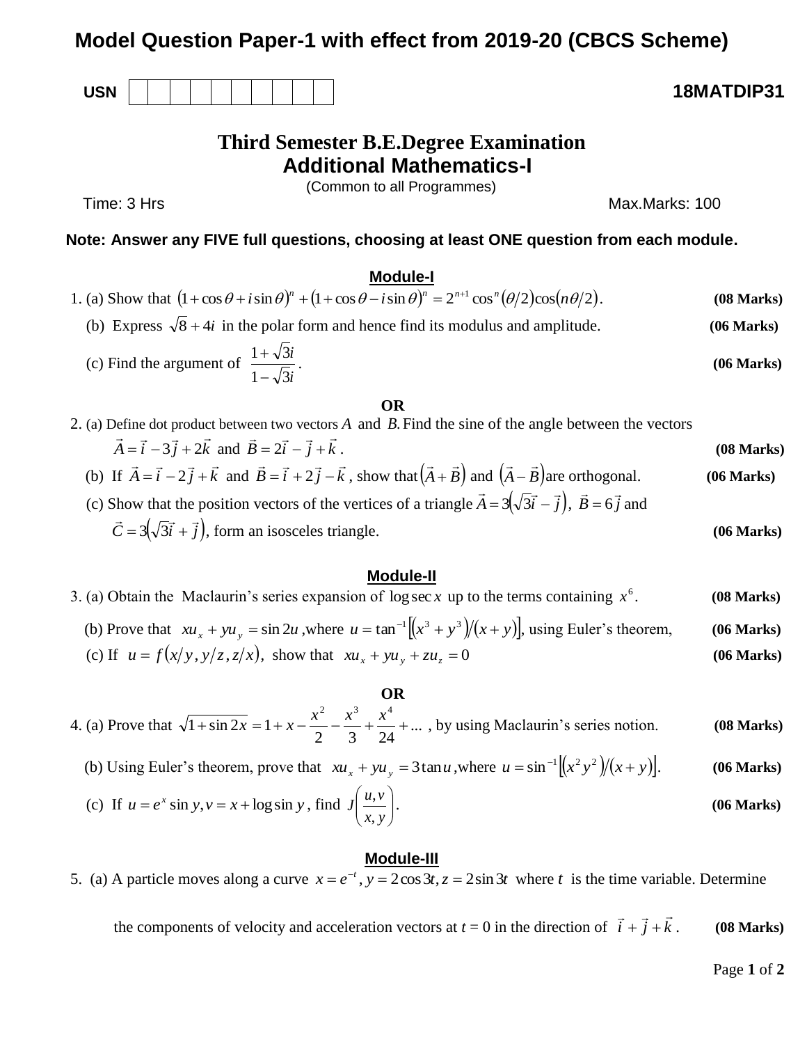# Model Question Paper-1 with effect from 2019-20 (CBCS Scheme)

**USN** | | | | | | | | | | |

**18MATDIP31**

## Third Semester B.E.Degree Examination
## Additional Mathematics-I

(Common to all Programmes)

Time: 3 Hrs Max.Marks: 100

**Note: Answer any FIVE full questions, choosing at least ONE question from each module.**

### Module-I

1. (a) Show that $(1+\cos\theta+i\sin\theta)^n+(1+\cos\theta-i\sin\theta)^n=2^{n+1}\cos^n(\theta/2)\cos(n\theta/2)$. **(08 Marks)**

   (b) Express $\sqrt{8}+4i$ in the polar form and hence find its modulus and amplitude. **(06 Marks)**

   (c) Find the argument of $\dfrac{1+\sqrt{3}i}{1-\sqrt{3}i}$. **(06 Marks)**

**OR**

2. (a) Define dot product between two vectors $A$ and $B$. Find the sine of the angle between the vectors $\vec{A}=\vec{i}-3\vec{j}+2\vec{k}$ and $\vec{B}=2\vec{i}-\vec{j}+\vec{k}$. **(08 Marks)**

   (b) If $\vec{A}=\vec{i}-2\vec{j}+\vec{k}$ and $\vec{B}=\vec{i}+2\vec{j}-\vec{k}$, show that $(\vec{A}+\vec{B})$ and $(\vec{A}-\vec{B})$ are orthogonal. **(06 Marks)**

   (c) Show that the position vectors of the vertices of a triangle $\vec{A}=3(\sqrt{3}\vec{i}-\vec{j})$, $\vec{B}=6\vec{j}$ and $\vec{C}=3(\sqrt{3}\vec{i}+\vec{j})$, form an isosceles triangle. **(06 Marks)**

### Module-II

3. (a) Obtain the Maclaurin's series expansion of $\log\sec x$ up to the terms containing $x^6$. **(08 Marks)**

   (b) Prove that $xu_x+yu_y=\sin 2u$, where $u=\tan^{-1}\left[(x^3+y^3)/(x+y)\right]$, using Euler's theorem, **(06 Marks)**

   (c) If $u=f(x/y,\,y/z,\,z/x)$, show that $xu_x+yu_y+zu_z=0$ **(06 Marks)**

**OR**

4. (a) Prove that $\sqrt{1+\sin 2x}=1+x-\dfrac{x^2}{2}-\dfrac{x^3}{3}+\dfrac{x^4}{24}+\ldots$ , by using Maclaurin's series notion. **(08 Marks)**

   (b) Using Euler's theorem, prove that $xu_x+yu_y=3\tan u$, where $u=\sin^{-1}\left[(x^2y^2)/(x+y)\right]$. **(06 Marks)**

   (c) If $u=e^x\sin y, v=x+\log\sin y$, find $J\left(\dfrac{u,v}{x,y}\right)$. **(06 Marks)**

### Module-III

5. (a) A particle moves along a curve $x=e^{-t}, y=2\cos 3t, z=2\sin 3t$ where $t$ is the time variable. Determine the components of velocity and acceleration vectors at $t = 0$ in the direction of $\vec{i}+\vec{j}+\vec{k}$. **(08 Marks)**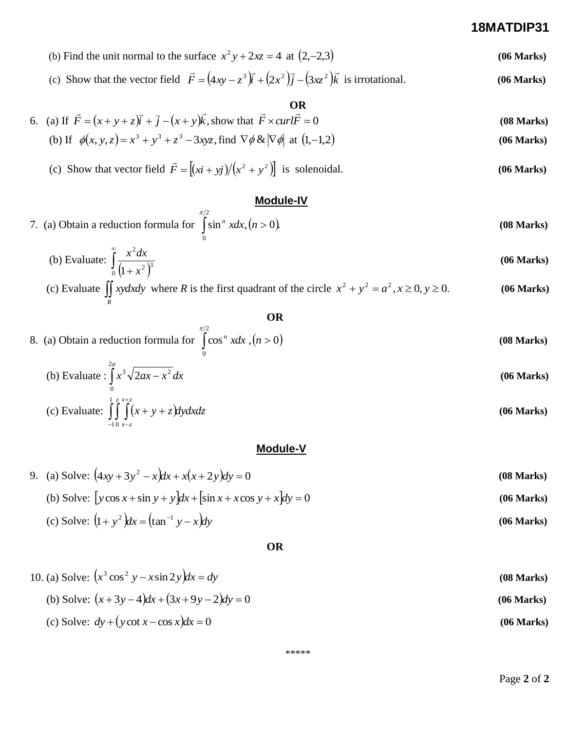(b) Find the unit normal to the surface $x^2y + 2xz = 4$ at $(2,-2,3)$ **(06 Marks)**

(c) Show that the vector field $\vec{F} = (4xy - z^3)\vec{i} + (2x^2)\vec{j} - (3xz^2)\vec{k}$ is irrotational. **(06 Marks)**

**OR**

6. (a) If $\vec{F} = (x + y + z)\vec{i} + \vec{j} - (x + y)\vec{k}$, show that $\vec{F} \times curl\vec{F} = 0$ **(08 Marks)**

(b) If $\phi(x, y, z) = x^3 + y^3 + z^3 - 3xyz$, find $\nabla\phi$ & $|\nabla\phi|$ at $(1,-1,2)$ **(06 Marks)**

(c) Show that vector field $\vec{F} = [(xi + yj)/(x^2 + y^2)]$ is solenoidal. **(06 Marks)**

## Module-IV

7. (a) Obtain a reduction formula for $\int_0^{\pi/2} \sin^n x dx, (n > 0)$. **(08 Marks)**

(b) Evaluate: $\int_0^{\infty} \frac{x^2 dx}{(1 + x^2)^3}$ **(06 Marks)**

(c) Evaluate $\iint_R xy dx dy$ where $R$ is the first quadrant of the circle $x^2 + y^2 = a^2, x \geq 0, y \geq 0.$ **(06 Marks)**

**OR**

8. (a) Obtain a reduction formula for $\int_0^{\pi/2} \cos^n x dx, (n > 0)$ **(08 Marks)**

(b) Evaluate : $\int_0^{2a} x^3 \sqrt{2ax - x^2} dx$ **(06 Marks)**

(c) Evaluate: $\int_{-1}^{1} \int_0^{z} \int_{x-z}^{x+z} (x + y + z) dy dx dz$ **(06 Marks)**

## Module-V

9. (a) Solve: $(4xy + 3y^2 - x)dx + x(x + 2y)dy = 0$ **(08 Marks)**

(b) Solve: $[y\cos x + \sin y + y]dx + [\sin x + x\cos y + x]dy = 0$ **(06 Marks)**

(c) Solve: $(1 + y^2)dx = (\tan^{-1} y - x)dy$ **(06 Marks)**

**OR**

10. (a) Solve: $(x^3 \cos^2 y - x\sin 2y)dx = dy$ **(08 Marks)**

(b) Solve: $(x + 3y - 4)dx + (3x + 9y - 2)dy = 0$ **(06 Marks)**

(c) Solve: $dy + (y\cot x - \cos x)dx = 0$ **(06 Marks)**

*****